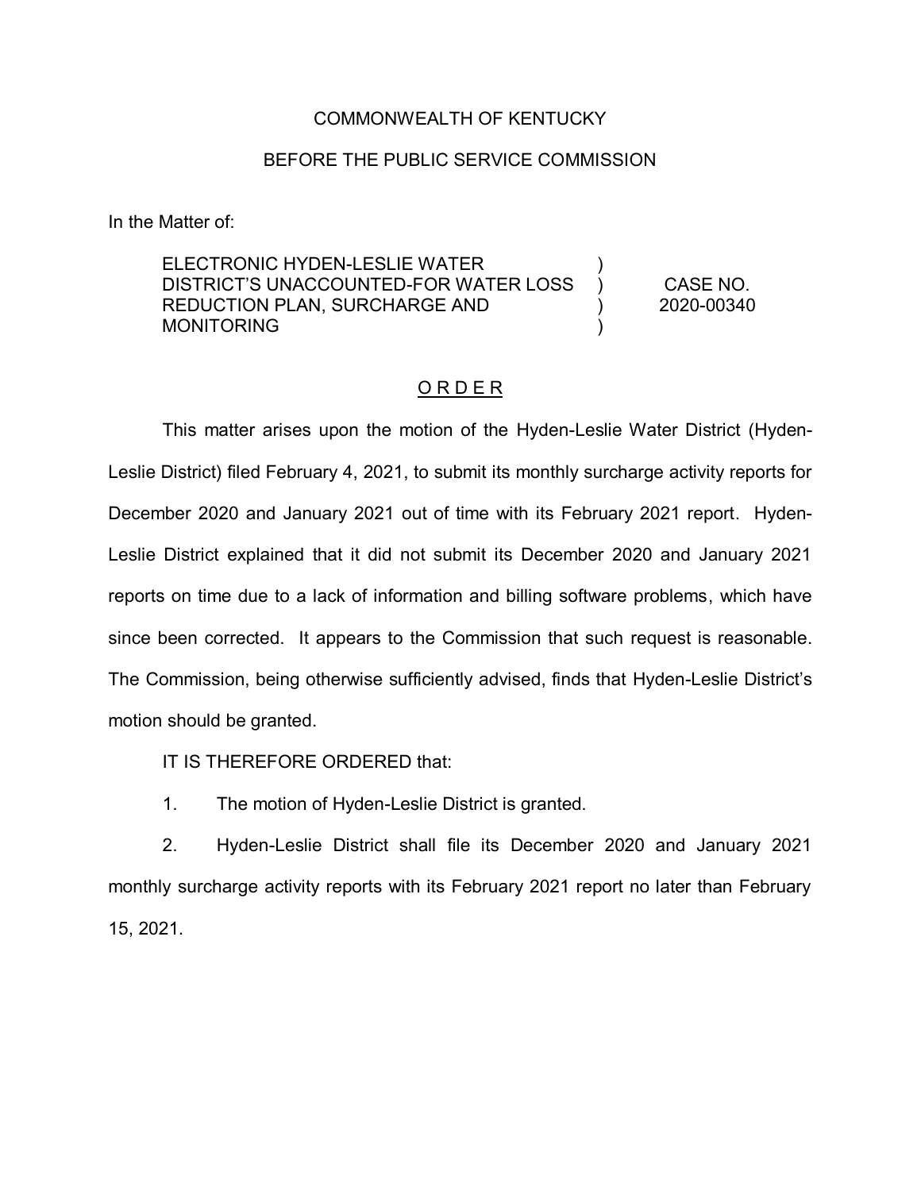COMMONWEALTH OF KENTUCKY

BEFORE THE PUBLIC SERVICE COMMISSION

In the Matter of:

| | | |
|---|---|---|
| ELECTRONIC HYDEN-LESLIE WATER DISTRICT'S UNACCOUNTED-FOR WATER LOSS REDUCTION PLAN, SURCHARGE AND MONITORING | ) ) ) ) | CASE NO. 2020-00340 |

ORDER

This matter arises upon the motion of the Hyden-Leslie Water District (Hyden-Leslie District) filed February 4, 2021, to submit its monthly surcharge activity reports for December 2020 and January 2021 out of time with its February 2021 report. Hyden-Leslie District explained that it did not submit its December 2020 and January 2021 reports on time due to a lack of information and billing software problems, which have since been corrected. It appears to the Commission that such request is reasonable. The Commission, being otherwise sufficiently advised, finds that Hyden-Leslie District's motion should be granted.

IT IS THEREFORE ORDERED that:

1. The motion of Hyden-Leslie District is granted.

2. Hyden-Leslie District shall file its December 2020 and January 2021 monthly surcharge activity reports with its February 2021 report no later than February 15, 2021.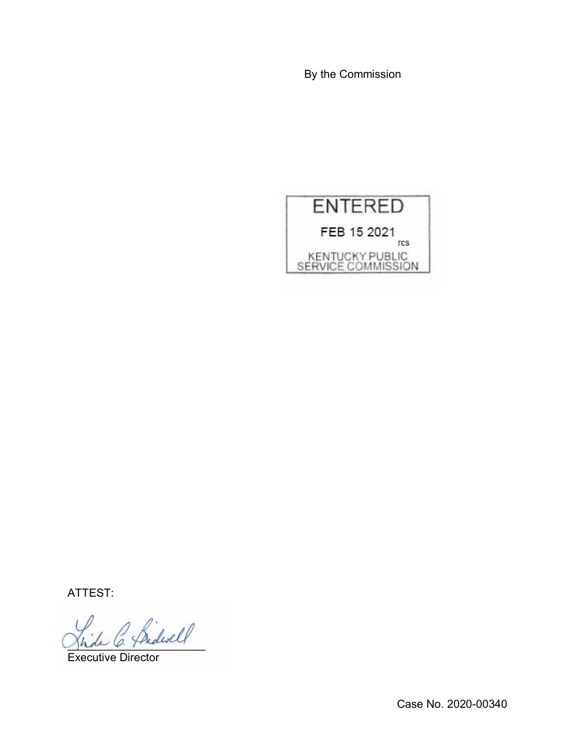By the Commission

ENTERED

FEB 15 2021

rcs

KENTUCKY PUBLIC SERVICE COMMISSION

ATTEST:

Executive Director

Case No. 2020-00340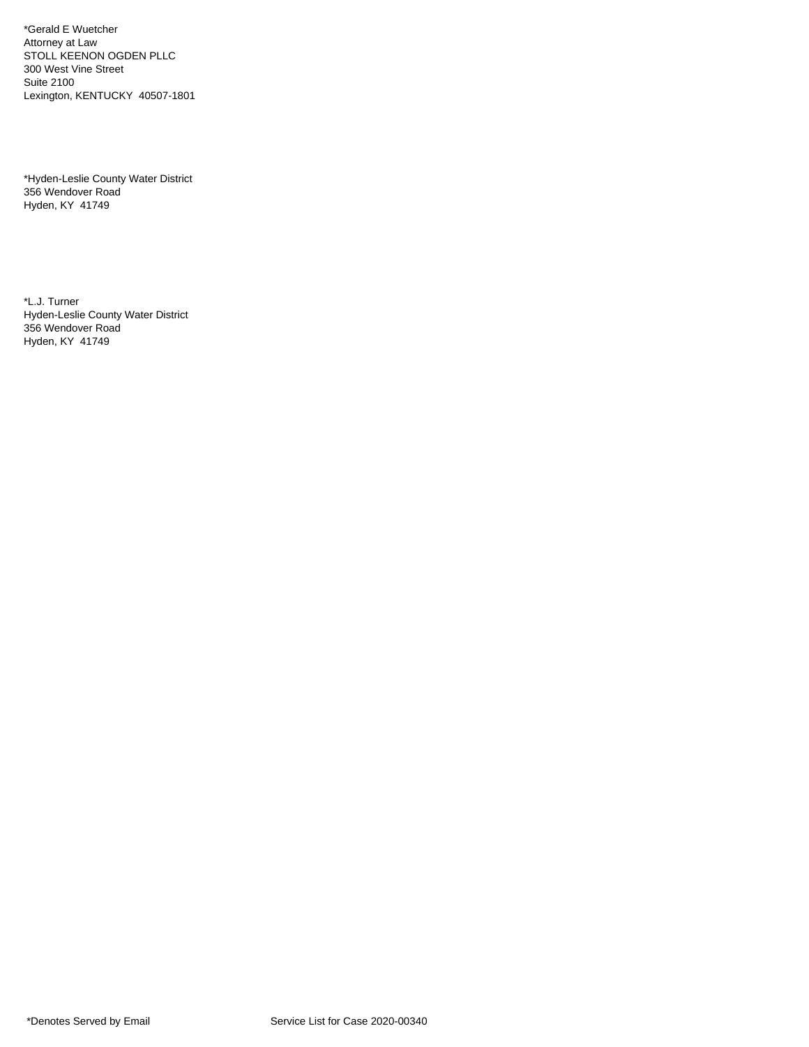*Gerald E Wuetcher
Attorney at Law
STOLL KEENON OGDEN PLLC
300 West Vine Street
Suite 2100
Lexington, KENTUCKY  40507-1801

*Hyden-Leslie County Water District
356 Wendover Road
Hyden, KY  41749

*L.J. Turner
Hyden-Leslie County Water District
356 Wendover Road
Hyden, KY  41749

*Denotes Served by Email

Service List for Case 2020-00340